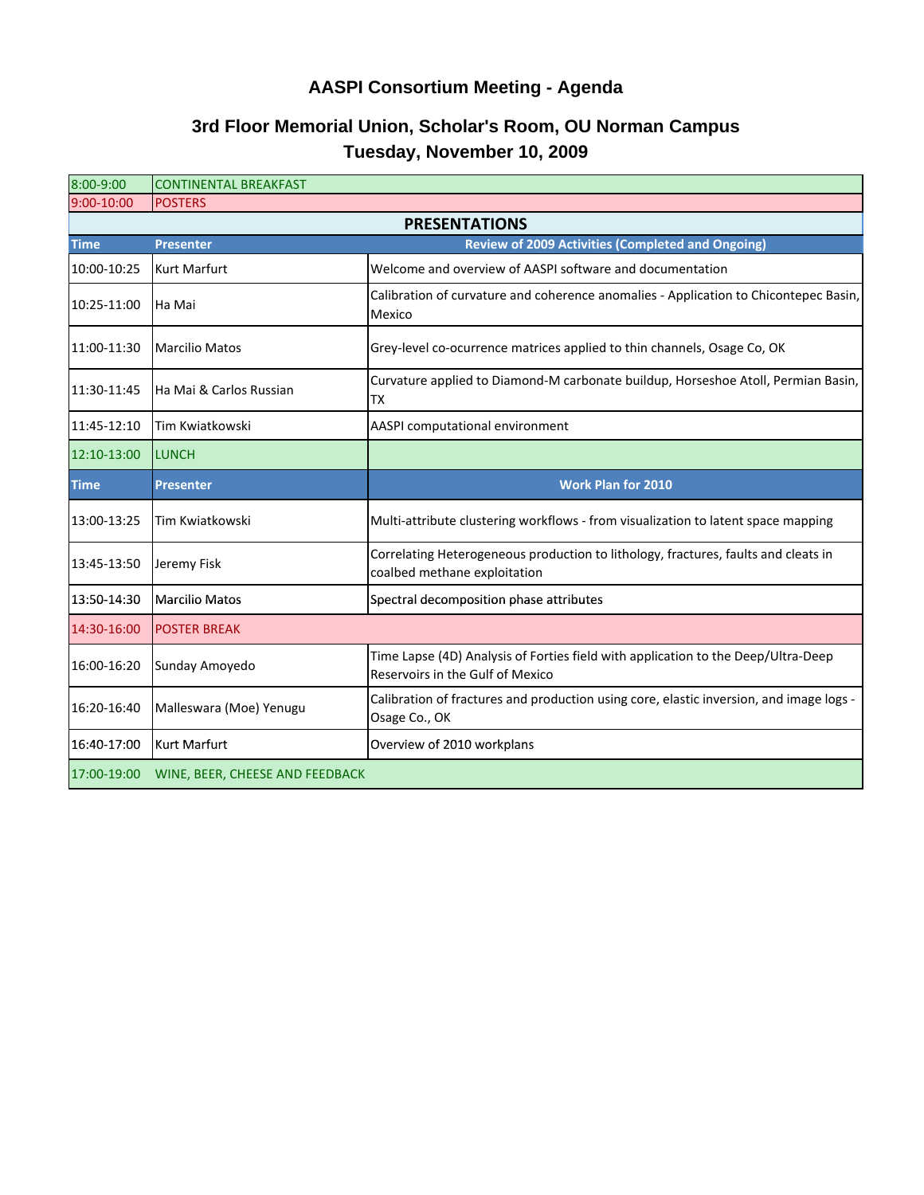# AASPI Consortium Meeting - Agenda

## 3rd Floor Memorial Union, Scholar's Room, OU Norman Campus
## Tuesday, November 10, 2009

| | | |
|---|---|---|
| 8:00-9:00 | CONTINENTAL BREAKFAST | |
| 9:00-10:00 | POSTERS | |
| | **PRESENTATIONS** | |
| **Time** | **Presenter** | **Review of 2009 Activities (Completed and Ongoing)** |
| 10:00-10:25 | Kurt Marfurt | Welcome and overview of AASPI software and documentation |
| 10:25-11:00 | Ha Mai | Calibration of curvature and coherence anomalies - Application to Chicontepec Basin, Mexico |
| 11:00-11:30 | Marcilio Matos | Grey-level co-ocurrence matrices applied to thin channels, Osage Co, OK |
| 11:30-11:45 | Ha Mai & Carlos Russian | Curvature applied to Diamond-M carbonate buildup, Horseshoe Atoll, Permian Basin, TX |
| 11:45-12:10 | Tim Kwiatkowski | AASPI computational environment |
| 12:10-13:00 | LUNCH | |
| **Time** | **Presenter** | **Work Plan for 2010** |
| 13:00-13:25 | Tim Kwiatkowski | Multi-attribute clustering workflows - from visualization to latent space mapping |
| 13:45-13:50 | Jeremy Fisk | Correlating Heterogeneous production to lithology, fractures, faults and cleats in coalbed methane exploitation |
| 13:50-14:30 | Marcilio Matos | Spectral decomposition phase attributes |
| 14:30-16:00 | POSTER BREAK | |
| 16:00-16:20 | Sunday Amoyedo | Time Lapse (4D) Analysis of Forties field with application to the Deep/Ultra-Deep Reservoirs in the Gulf of Mexico |
| 16:20-16:40 | Malleswara (Moe) Yenugu | Calibration of fractures and production using core, elastic inversion, and image logs - Osage Co., OK |
| 16:40-17:00 | Kurt Marfurt | Overview of 2010 workplans |
| 17:00-19:00 | WINE, BEER, CHEESE AND FEEDBACK | |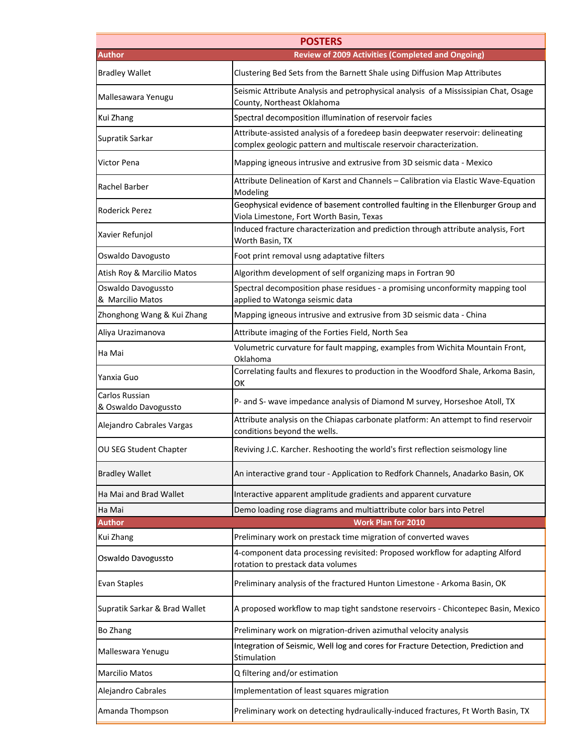# POSTERS

| Author | Review of 2009 Activities (Completed and Ongoing) |
|---|---|
| Bradley Wallet | Clustering Bed Sets from the Barnett Shale using Diffusion Map Attributes |
| Mallesawara Yenugu | Seismic Attribute Analysis and petrophysical analysis of a Mississipian Chat, Osage County, Northeast Oklahoma |
| Kui Zhang | Spectral decomposition illumination of reservoir facies |
| Supratik Sarkar | Attribute-assisted analysis of a foredeep basin deepwater reservoir: delineating complex geologic pattern and multiscale reservoir characterization. |
| Victor Pena | Mapping igneous intrusive and extrusive from 3D seismic data - Mexico |
| Rachel Barber | Attribute Delineation of Karst and Channels – Calibration via Elastic Wave-Equation Modeling |
| Roderick Perez | Geophysical evidence of basement controlled faulting in the Ellenburger Group and Viola Limestone, Fort Worth Basin, Texas |
| Xavier Refunjol | Induced fracture characterization and prediction through attribute analysis, Fort Worth Basin, TX |
| Oswaldo Davogusto | Foot print removal usng adaptative filters |
| Atish Roy & Marcilio Matos | Algorithm development of self organizing maps in Fortran 90 |
| Oswaldo Davogussto & Marcilio Matos | Spectral decomposition phase residues - a promising unconformity mapping tool applied to Watonga seismic data |
| Zhonghong Wang & Kui Zhang | Mapping igneous intrusive and extrusive from 3D seismic data - China |
| Aliya Urazimanova | Attribute imaging of the Forties Field, North Sea |
| Ha Mai | Volumetric curvature for fault mapping, examples from Wichita Mountain Front, Oklahoma |
| Yanxia Guo | Correlating faults and flexures to production in the Woodford Shale, Arkoma Basin, OK |
| Carlos Russian & Oswaldo Davogussto | P- and S- wave impedance analysis of Diamond M survey, Horseshoe Atoll, TX |
| Alejandro Cabrales Vargas | Attribute analysis on the Chiapas carbonate platform: An attempt to find reservoir conditions beyond the wells. |
| OU SEG Student Chapter | Reviving J.C. Karcher. Reshooting the world's first reflection seismology line |
| Bradley Wallet | An interactive grand tour - Application to Redfork Channels, Anadarko Basin, OK |
| Ha Mai and Brad Wallet | Interactive apparent amplitude gradients and apparent curvature |
| Ha Mai | Demo loading rose diagrams and multiattribute color bars into Petrel |
| **Author** | **Work Plan for 2010** |
| Kui Zhang | Preliminary work on prestack time migration of converted waves |
| Oswaldo Davogussto | 4-component data processing revisited: Proposed workflow for adapting Alford rotation to prestack data volumes |
| Evan Staples | Preliminary analysis of the fractured Hunton Limestone - Arkoma Basin, OK |
| Supratik Sarkar & Brad Wallet | A proposed workflow to map tight sandstone reservoirs - Chicontepec Basin, Mexico |
| Bo Zhang | Preliminary work on migration-driven azimuthal velocity analysis |
| Malleswara Yenugu | Integration of Seismic, Well log and cores for Fracture Detection, Prediction and Stimulation |
| Marcilio Matos | Q filtering and/or estimation |
| Alejandro Cabrales | Implementation of least squares migration |
| Amanda Thompson | Preliminary work on detecting hydraulically-induced fractures, Ft Worth Basin, TX |